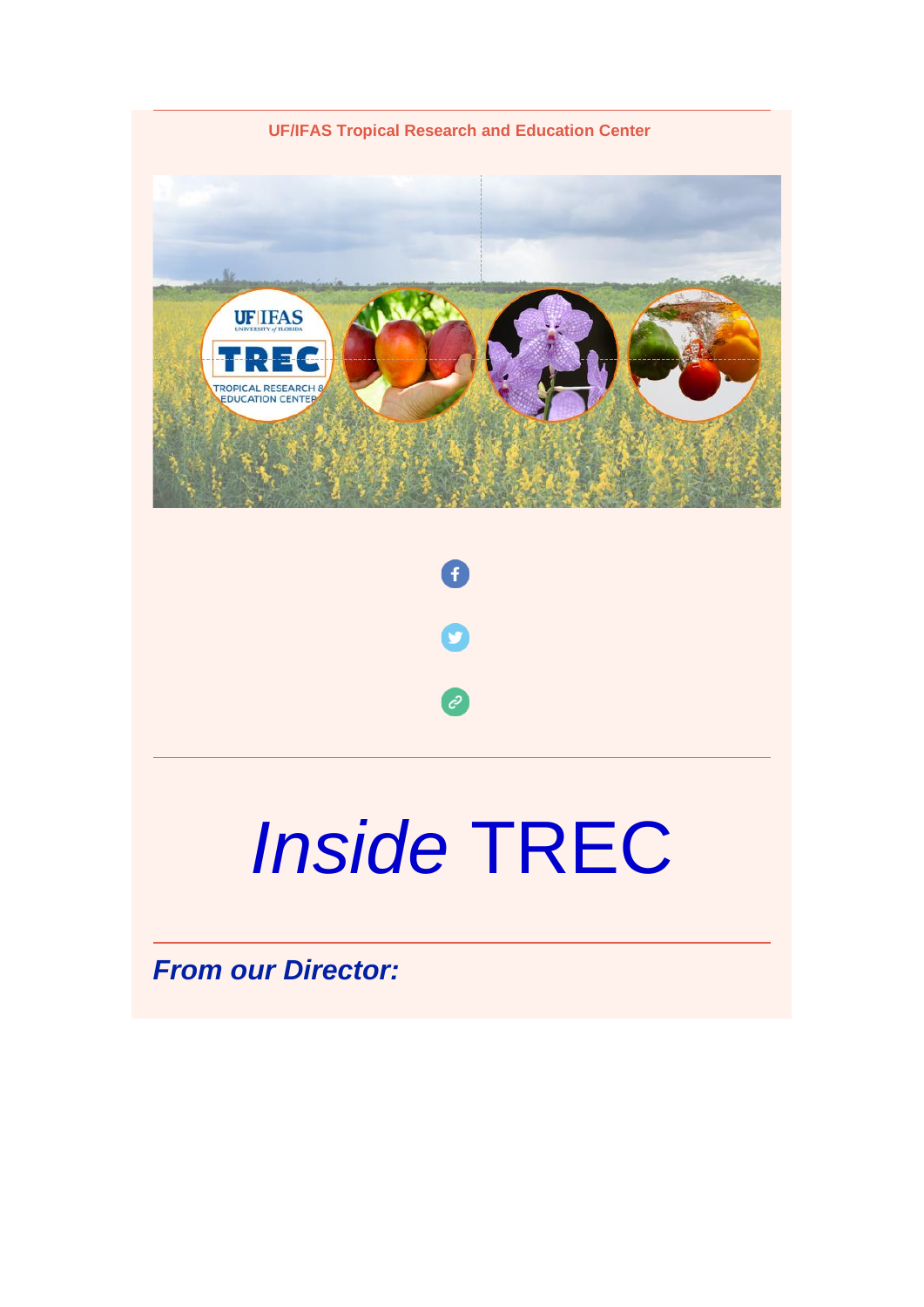UF/IFAS Tropical Research and Education Center

---

# *Inside* TREC

---

## ***From our Director:***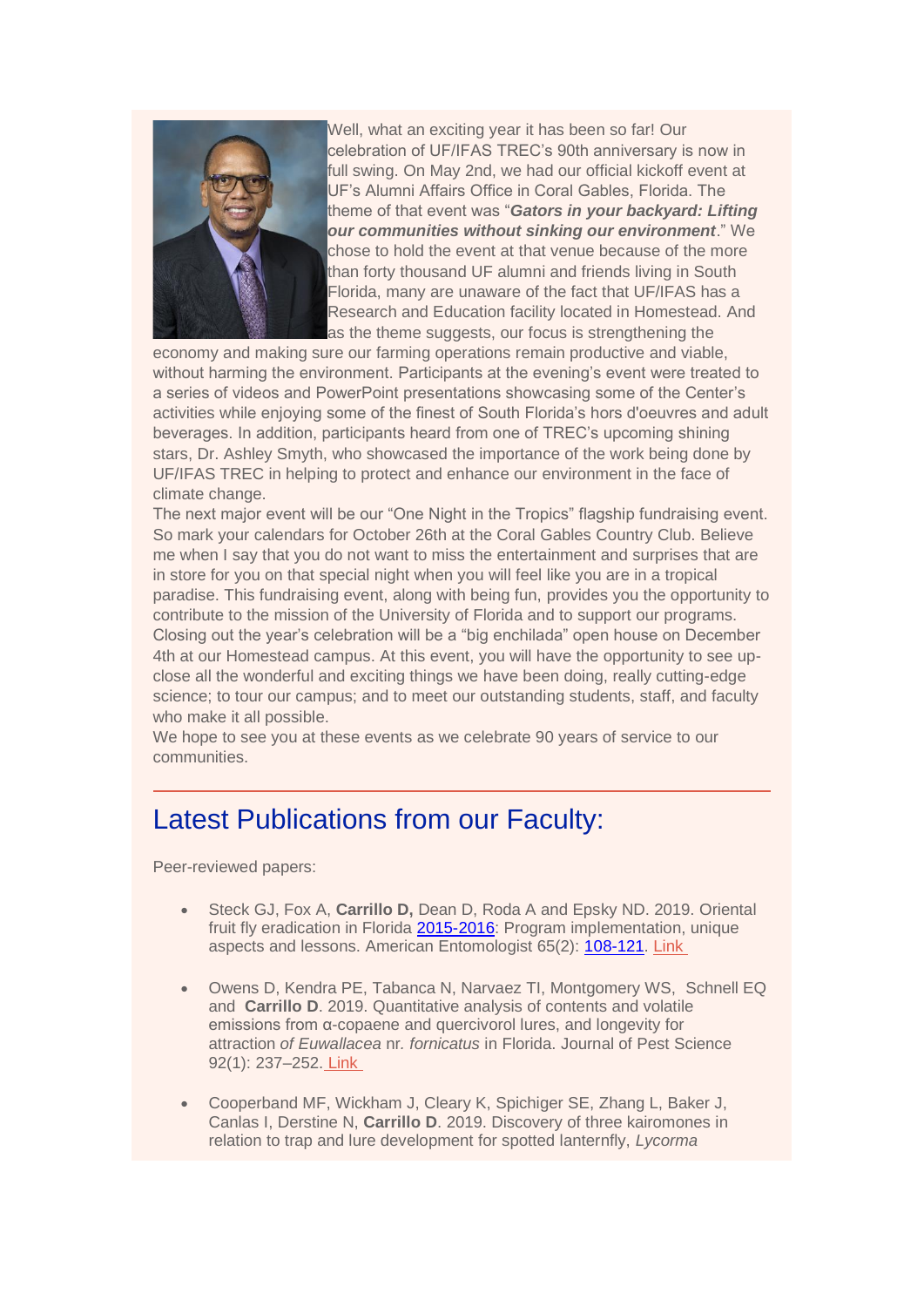Well, what an exciting year it has been so far! Our celebration of UF/IFAS TREC's 90th anniversary is now in full swing. On May 2nd, we had our official kickoff event at UF's Alumni Affairs Office in Coral Gables, Florida. The theme of that event was "***Gators in your backyard: Lifting our communities without sinking our environment***." We chose to hold the event at that venue because of the more than forty thousand UF alumni and friends living in South Florida, many are unaware of the fact that UF/IFAS has a Research and Education facility located in Homestead. And as the theme suggests, our focus is strengthening the economy and making sure our farming operations remain productive and viable, without harming the environment. Participants at the evening's event were treated to a series of videos and PowerPoint presentations showcasing some of the Center's activities while enjoying some of the finest of South Florida's hors d'oeuvres and adult beverages. In addition, participants heard from one of TREC's upcoming shining stars, Dr. Ashley Smyth, who showcased the importance of the work being done by UF/IFAS TREC in helping to protect and enhance our environment in the face of climate change.

The next major event will be our "One Night in the Tropics" flagship fundraising event. So mark your calendars for October 26th at the Coral Gables Country Club. Believe me when I say that you do not want to miss the entertainment and surprises that are in store for you on that special night when you will feel like you are in a tropical paradise. This fundraising event, along with being fun, provides you the opportunity to contribute to the mission of the University of Florida and to support our programs.

Closing out the year's celebration will be a "big enchilada" open house on December 4th at our Homestead campus. At this event, you will have the opportunity to see up-close all the wonderful and exciting things we have been doing, really cutting-edge science; to tour our campus; and to meet our outstanding students, staff, and faculty who make it all possible.

We hope to see you at these events as we celebrate 90 years of service to our communities.

---

## Latest Publications from our Faculty:

Peer-reviewed papers:

- Steck GJ, Fox A, **Carrillo D,** Dean D, Roda A and Epsky ND. 2019. Oriental fruit fly eradication in Florida 2015-2016: Program implementation, unique aspects and lessons. American Entomologist 65(2): 108-121. Link
- Owens D, Kendra PE, Tabanca N, Narvaez TI, Montgomery WS, Schnell EQ and **Carrillo D**. 2019. Quantitative analysis of contents and volatile emissions from α-copaene and quercivorol lures, and longevity for attraction *of Euwallacea* nr. *fornicatus* in Florida. Journal of Pest Science 92(1): 237–252. Link
- Cooperband MF, Wickham J, Cleary K, Spichiger SE, Zhang L, Baker J, Canlas I, Derstine N, **Carrillo D**. 2019. Discovery of three kairomones in relation to trap and lure development for spotted lanternfly, *Lycorma*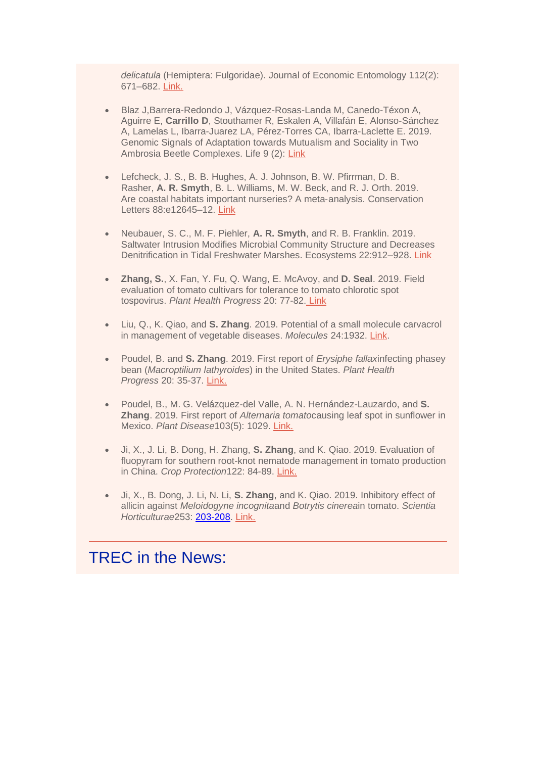*delicatula* (Hemiptera: Fulgoridae). Journal of Economic Entomology 112(2): 671–682. Link.

- Blaz J,Barrera-Redondo J, Vázquez-Rosas-Landa M, Canedo-Téxon A, Aguirre E, **Carrillo D**, Stouthamer R, Eskalen A, Villafán E, Alonso-Sánchez A, Lamelas L, Ibarra-Juarez LA, Pérez-Torres CA, Ibarra-Laclette E. 2019. Genomic Signals of Adaptation towards Mutualism and Sociality in Two Ambrosia Beetle Complexes. Life 9 (2): Link

- Lefcheck, J. S., B. B. Hughes, A. J. Johnson, B. W. Pfirrman, D. B. Rasher, **A. R. Smyth**, B. L. Williams, M. W. Beck, and R. J. Orth. 2019. Are coastal habitats important nurseries? A meta-analysis. Conservation Letters 88:e12645–12. Link

- Neubauer, S. C., M. F. Piehler, **A. R. Smyth**, and R. B. Franklin. 2019. Saltwater Intrusion Modifies Microbial Community Structure and Decreases Denitrification in Tidal Freshwater Marshes. Ecosystems 22:912–928. Link

- **Zhang, S.**, X. Fan, Y. Fu, Q. Wang, E. McAvoy, and **D. Seal**. 2019. Field evaluation of tomato cultivars for tolerance to tomato chlorotic spot tospovirus. *Plant Health Progress* 20: 77-82. Link

- Liu, Q., K. Qiao, and **S. Zhang**. 2019. Potential of a small molecule carvacrol in management of vegetable diseases. *Molecules* 24:1932. Link.

- Poudel, B. and **S. Zhang**. 2019. First report of *Erysiphe fallax*infecting phasey bean (*Macroptilium lathyroides*) in the United States. *Plant Health Progress* 20: 35-37. Link.

- Poudel, B., M. G. Velázquez-del Valle, A. N. Hernández-Lauzardo, and **S. Zhang**. 2019. First report of *Alternaria tomato*causing leaf spot in sunflower in Mexico. *Plant Disease*103(5): 1029. Link.

- Ji, X., J. Li, B. Dong, H. Zhang, **S. Zhang**, and K. Qiao. 2019. Evaluation of fluopyram for southern root-knot nematode management in tomato production in China. *Crop Protection*122: 84-89. Link.

- Ji, X., B. Dong, J. Li, N. Li, **S. Zhang**, and K. Qiao. 2019. Inhibitory effect of allicin against *Meloidogyne incognita*and *Botrytis cinerea*in tomato. *Scientia Horticulturae*253: 203-208. Link.

---

## TREC in the News: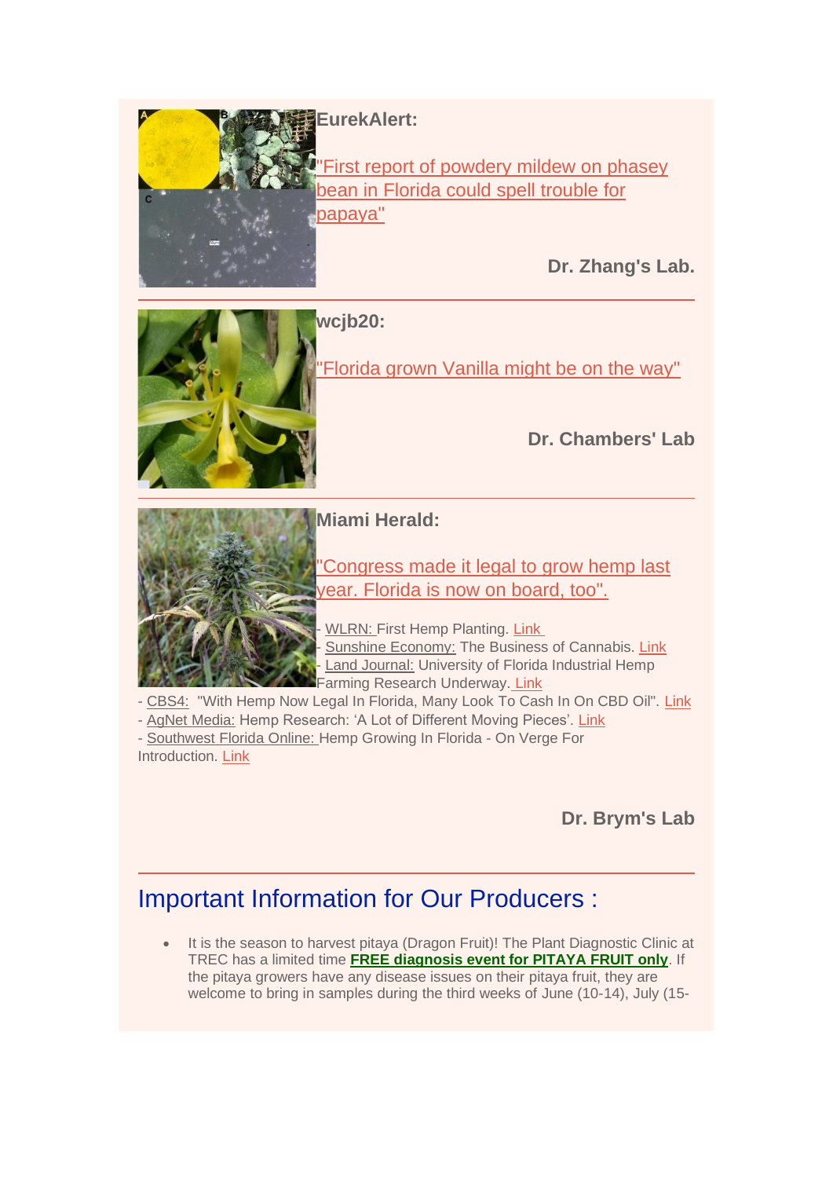**EurekAlert:**

"First report of powdery mildew on phasey bean in Florida could spell trouble for papaya"

**Dr. Zhang's Lab.**

---

**wcjb20:**

"Florida grown Vanilla might be on the way"

**Dr. Chambers' Lab**

---

**Miami Herald:**

"Congress made it legal to grow hemp last year. Florida is now on board, too".

- WLRN: First Hemp Planting. Link
- Sunshine Economy: The Business of Cannabis. Link
- Land Journal: University of Florida Industrial Hemp Farming Research Underway. Link
- CBS4: "With Hemp Now Legal In Florida, Many Look To Cash In On CBD Oil". Link
- AgNet Media: Hemp Research: 'A Lot of Different Moving Pieces'. Link
- Southwest Florida Online: Hemp Growing In Florida - On Verge For Introduction. Link

**Dr. Brym's Lab**

---

## Important Information for Our Producers :

- It is the season to harvest pitaya (Dragon Fruit)! The Plant Diagnostic Clinic at TREC has a limited time **FREE diagnosis event for PITAYA FRUIT only**. If the pitaya growers have any disease issues on their pitaya fruit, they are welcome to bring in samples during the third weeks of June (10-14), July (15-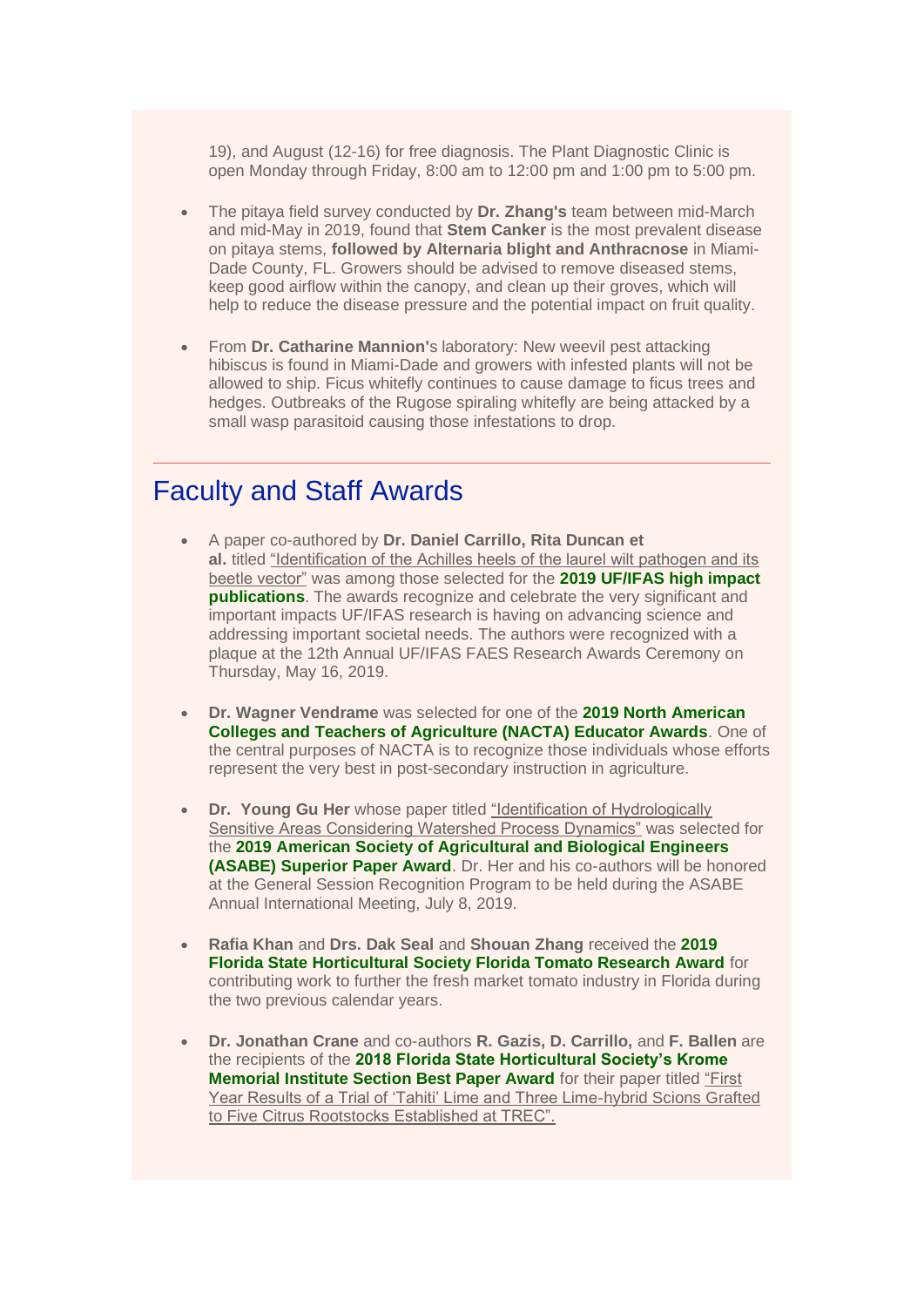19), and August (12-16) for free diagnosis. The Plant Diagnostic Clinic is open Monday through Friday, 8:00 am to 12:00 pm and 1:00 pm to 5:00 pm.

- The pitaya field survey conducted by **Dr. Zhang's** team between mid-March and mid-May in 2019, found that **Stem Canker** is the most prevalent disease on pitaya stems, **followed by Alternaria blight and Anthracnose** in Miami-Dade County, FL. Growers should be advised to remove diseased stems, keep good airflow within the canopy, and clean up their groves, which will help to reduce the disease pressure and the potential impact on fruit quality.

- From **Dr. Catharine Mannion'**s laboratory: New weevil pest attacking hibiscus is found in Miami-Dade and growers with infested plants will not be allowed to ship. Ficus whitefly continues to cause damage to ficus trees and hedges. Outbreaks of the Rugose spiraling whitefly are being attacked by a small wasp parasitoid causing those infestations to drop.

---

## Faculty and Staff Awards

- A paper co-authored by **Dr. Daniel Carrillo, Rita Duncan et al.** titled "Identification of the Achilles heels of the laurel wilt pathogen and its beetle vector" was among those selected for the **2019 UF/IFAS high impact publications**. The awards recognize and celebrate the very significant and important impacts UF/IFAS research is having on advancing science and addressing important societal needs. The authors were recognized with a plaque at the 12th Annual UF/IFAS FAES Research Awards Ceremony on Thursday, May 16, 2019.

- **Dr. Wagner Vendrame** was selected for one of the **2019 North American Colleges and Teachers of Agriculture (NACTA) Educator Awards**. One of the central purposes of NACTA is to recognize those individuals whose efforts represent the very best in post-secondary instruction in agriculture.

- **Dr. Young Gu Her** whose paper titled "Identification of Hydrologically Sensitive Areas Considering Watershed Process Dynamics" was selected for the **2019 American Society of Agricultural and Biological Engineers (ASABE) Superior Paper Award**. Dr. Her and his co-authors will be honored at the General Session Recognition Program to be held during the ASABE Annual International Meeting, July 8, 2019.

- **Rafia Khan** and **Drs. Dak Seal** and **Shouan Zhang** received the **2019 Florida State Horticultural Society Florida Tomato Research Award** for contributing work to further the fresh market tomato industry in Florida during the two previous calendar years.

- **Dr. Jonathan Crane** and co-authors **R. Gazis, D. Carrillo,** and **F. Ballen** are the recipients of the **2018 Florida State Horticultural Society's Krome Memorial Institute Section Best Paper Award** for their paper titled "First Year Results of a Trial of 'Tahiti' Lime and Three Lime-hybrid Scions Grafted to Five Citrus Rootstocks Established at TREC".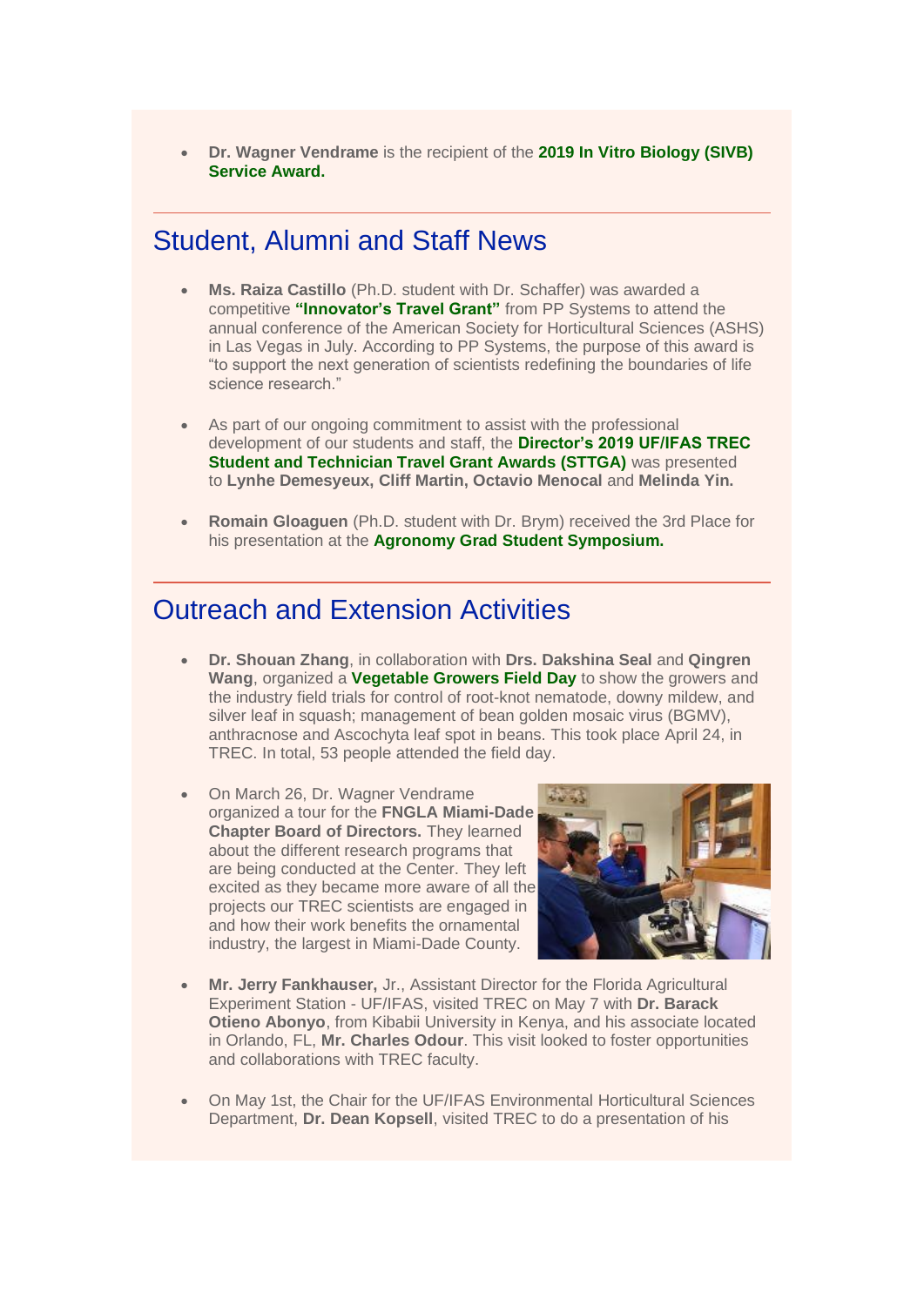- **Dr. Wagner Vendrame** is the recipient of the **2019 In Vitro Biology (SIVB) Service Award.**

## Student, Alumni and Staff News

- **Ms. Raiza Castillo** (Ph.D. student with Dr. Schaffer) was awarded a competitive **"Innovator's Travel Grant"** from PP Systems to attend the annual conference of the American Society for Horticultural Sciences (ASHS) in Las Vegas in July. According to PP Systems, the purpose of this award is "to support the next generation of scientists redefining the boundaries of life science research."

- As part of our ongoing commitment to assist with the professional development of our students and staff, the **Director's 2019 UF/IFAS TREC Student and Technician Travel Grant Awards (STTGA)** was presented to **Lynhe Demesyeux, Cliff Martin, Octavio Menocal** and **Melinda Yin.**

- **Romain Gloaguen** (Ph.D. student with Dr. Brym) received the 3rd Place for his presentation at the **Agronomy Grad Student Symposium.**

## Outreach and Extension Activities

- **Dr. Shouan Zhang**, in collaboration with **Drs. Dakshina Seal** and **Qingren Wang**, organized a **Vegetable Growers Field Day** to show the growers and the industry field trials for control of root-knot nematode, downy mildew, and silver leaf in squash; management of bean golden mosaic virus (BGMV), anthracnose and Ascochyta leaf spot in beans. This took place April 24, in TREC. In total, 53 people attended the field day.

- On March 26, Dr. Wagner Vendrame organized a tour for the **FNGLA Miami-Dade Chapter Board of Directors.** They learned about the different research programs that are being conducted at the Center. They left excited as they became more aware of all the projects our TREC scientists are engaged in and how their work benefits the ornamental industry, the largest in Miami-Dade County.

- **Mr. Jerry Fankhauser,** Jr., Assistant Director for the Florida Agricultural Experiment Station - UF/IFAS, visited TREC on May 7 with **Dr. Barack Otieno Abonyo**, from Kibabii University in Kenya, and his associate located in Orlando, FL, **Mr. Charles Odour**. This visit looked to foster opportunities and collaborations with TREC faculty.

- On May 1st, the Chair for the UF/IFAS Environmental Horticultural Sciences Department, **Dr. Dean Kopsell**, visited TREC to do a presentation of his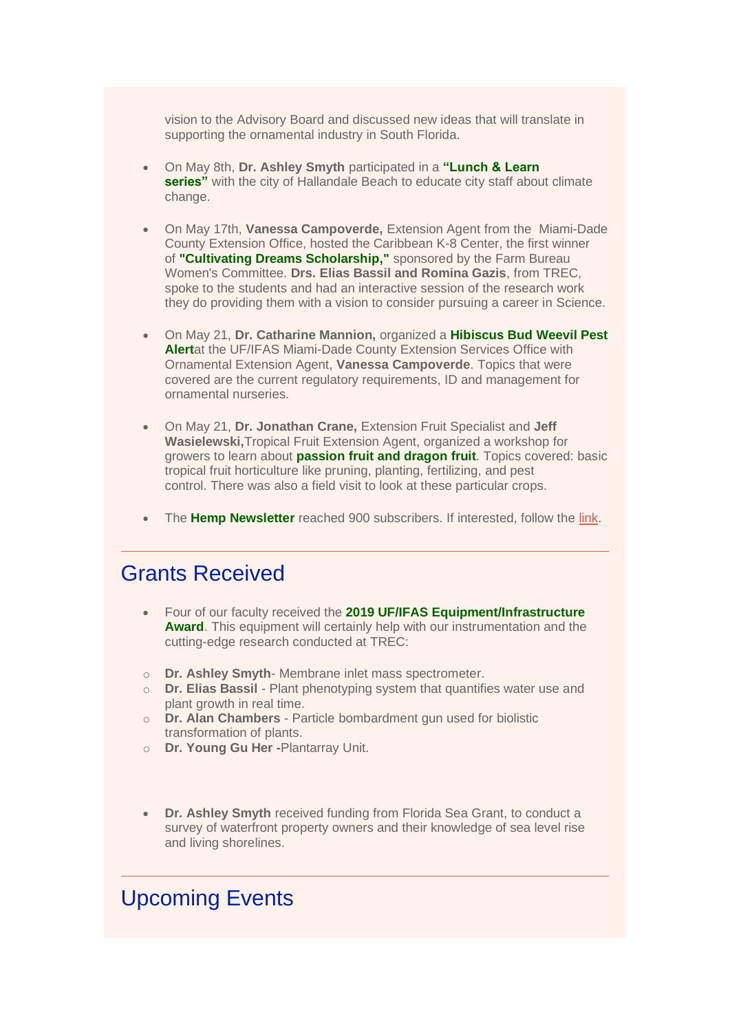vision to the Advisory Board and discussed new ideas that will translate in supporting the ornamental industry in South Florida.

- On May 8th, **Dr. Ashley Smyth** participated in a **"Lunch & Learn series"** with the city of Hallandale Beach to educate city staff about climate change.

- On May 17th, **Vanessa Campoverde,** Extension Agent from the Miami-Dade County Extension Office, hosted the Caribbean K-8 Center, the first winner of **"Cultivating Dreams Scholarship,"** sponsored by the Farm Bureau Women's Committee. **Drs. Elias Bassil and Romina Gazis**, from TREC, spoke to the students and had an interactive session of the research work they do providing them with a vision to consider pursuing a career in Science.

- On May 21, **Dr. Catharine Mannion,** organized a **Hibiscus Bud Weevil Pest Alert**at the UF/IFAS Miami-Dade County Extension Services Office with Ornamental Extension Agent, **Vanessa Campoverde**. Topics that were covered are the current regulatory requirements, ID and management for ornamental nurseries.

- On May 21, **Dr. Jonathan Crane,** Extension Fruit Specialist and **Jeff Wasielewski,**Tropical Fruit Extension Agent, organized a workshop for growers to learn about **passion fruit and dragon fruit**. Topics covered: basic tropical fruit horticulture like pruning, planting, fertilizing, and pest control. There was also a field visit to look at these particular crops.

- The **Hemp Newsletter** reached 900 subscribers. If interested, follow the link.

---

# Grants Received

- Four of our faculty received the **2019 UF/IFAS Equipment/Infrastructure Award**. This equipment will certainly help with our instrumentation and the cutting-edge research conducted at TREC:
  - **Dr. Ashley Smyth**- Membrane inlet mass spectrometer.
  - **Dr. Elias Bassil** - Plant phenotyping system that quantifies water use and plant growth in real time.
  - **Dr. Alan Chambers** - Particle bombardment gun used for biolistic transformation of plants.
  - **Dr. Young Gu Her -**Plantarray Unit.

- **Dr. Ashley Smyth** received funding from Florida Sea Grant, to conduct a survey of waterfront property owners and their knowledge of sea level rise and living shorelines.

---

# Upcoming Events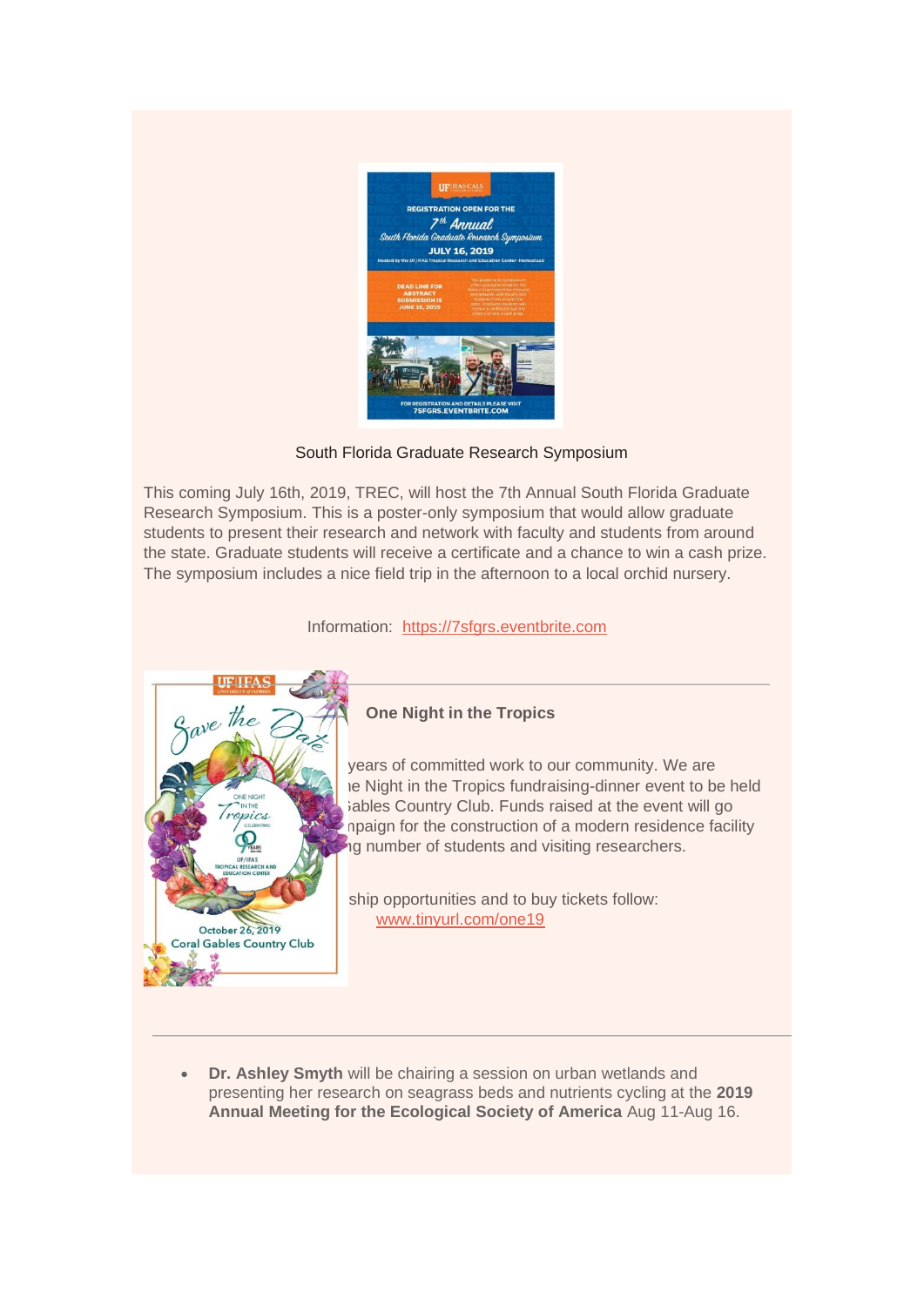South Florida Graduate Research Symposium

This coming July 16th, 2019, TREC, will host the 7th Annual South Florida Graduate Research Symposium. This is a poster-only symposium that would allow graduate students to present their research and network with faculty and students from around the state. Graduate students will receive a certificate and a chance to win a cash prize. The symposium includes a nice field trip in the afternoon to a local orchid nursery.

Information: https://7sfgrs.eventbrite.com

---

**One Night in the Tropics**

years of committed work to our community. We are ne Night in the Tropics fundraising-dinner event to be held Gables Country Club. Funds raised at the event will go mpaign for the construction of a modern residence facility ng number of students and visiting researchers.

ship opportunities and to buy tickets follow: www.tinyurl.com/one19

---

- **Dr. Ashley Smyth** will be chairing a session on urban wetlands and presenting her research on seagrass beds and nutrients cycling at the **2019 Annual Meeting for the Ecological Society of America** Aug 11-Aug 16.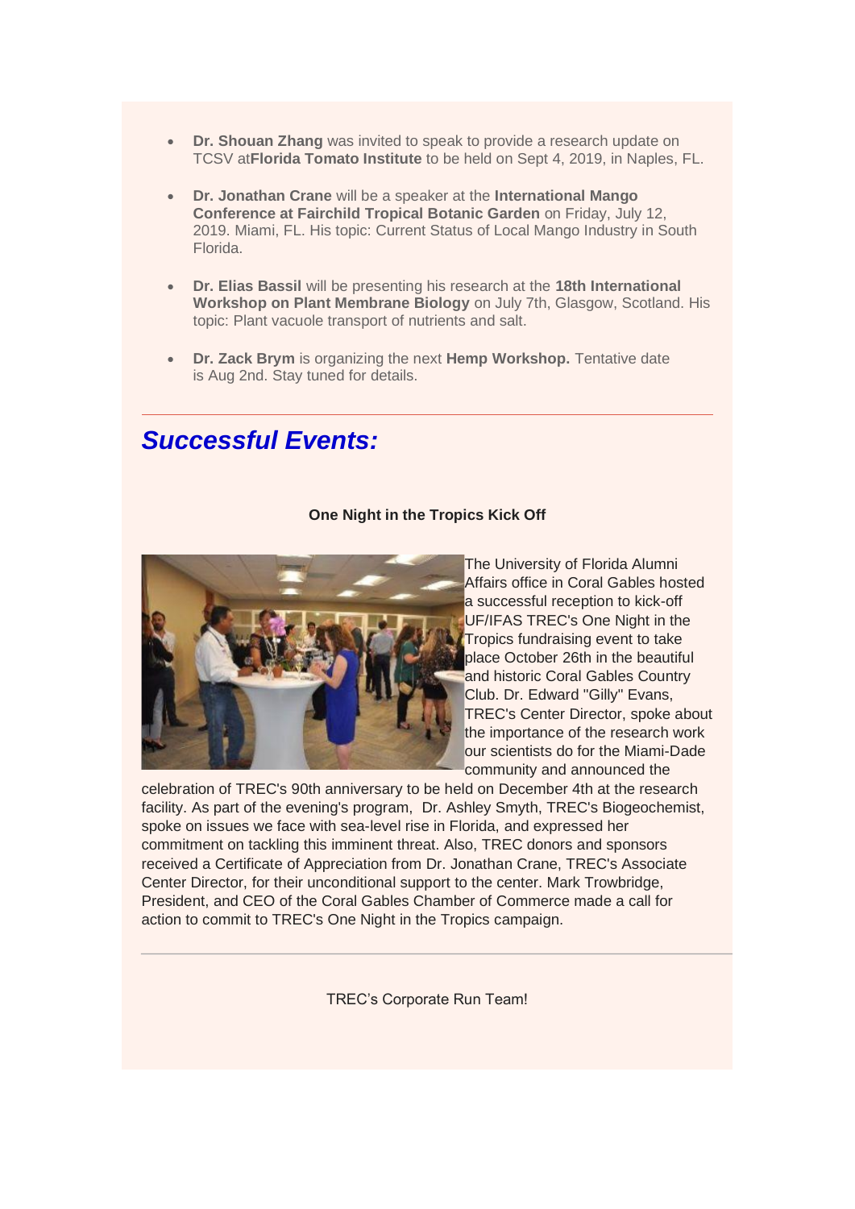- **Dr. Shouan Zhang** was invited to speak to provide a research update on TCSV at**Florida Tomato Institute** to be held on Sept 4, 2019, in Naples, FL.
- **Dr. Jonathan Crane** will be a speaker at the **International Mango Conference at Fairchild Tropical Botanic Garden** on Friday, July 12, 2019. Miami, FL. His topic: Current Status of Local Mango Industry in South Florida.
- **Dr. Elias Bassil** will be presenting his research at the **18th International Workshop on Plant Membrane Biology** on July 7th, Glasgow, Scotland. His topic: Plant vacuole transport of nutrients and salt.
- **Dr. Zack Brym** is organizing the next **Hemp Workshop.** Tentative date is Aug 2nd. Stay tuned for details.

---

## *Successful Events:*

**One Night in the Tropics Kick Off**

The University of Florida Alumni Affairs office in Coral Gables hosted a successful reception to kick-off UF/IFAS TREC's One Night in the Tropics fundraising event to take place October 26th in the beautiful and historic Coral Gables Country Club. Dr. Edward "Gilly" Evans, TREC's Center Director, spoke about the importance of the research work our scientists do for the Miami-Dade community and announced the celebration of TREC's 90th anniversary to be held on December 4th at the research facility. As part of the evening's program, Dr. Ashley Smyth, TREC's Biogeochemist, spoke on issues we face with sea-level rise in Florida, and expressed her commitment on tackling this imminent threat. Also, TREC donors and sponsors received a Certificate of Appreciation from Dr. Jonathan Crane, TREC's Associate Center Director, for their unconditional support to the center. Mark Trowbridge, President, and CEO of the Coral Gables Chamber of Commerce made a call for action to commit to TREC's One Night in the Tropics campaign.

---

TREC's Corporate Run Team!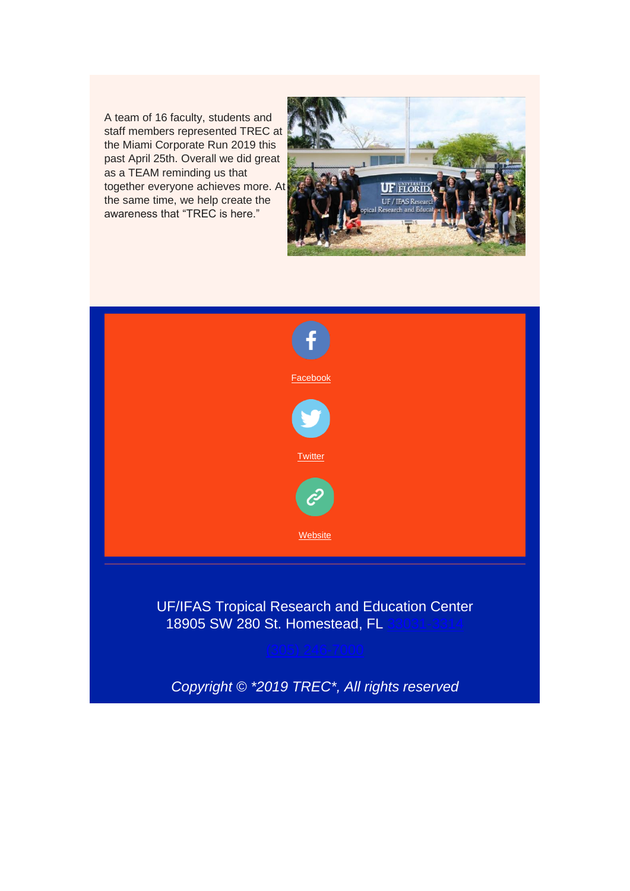A team of 16 faculty, students and staff members represented TREC at the Miami Corporate Run 2019 this past April 25th. Overall we did great as a TEAM reminding us that together everyone achieves more. At the same time, we help create the awareness that "TREC is here."

Facebook

Twitter

Website

UF/IFAS Tropical Research and Education Center
18905 SW 280 St. Homestead, FL 33031-3314

(305) 246-7000

*Copyright © *2019 TREC*, All rights reserved*